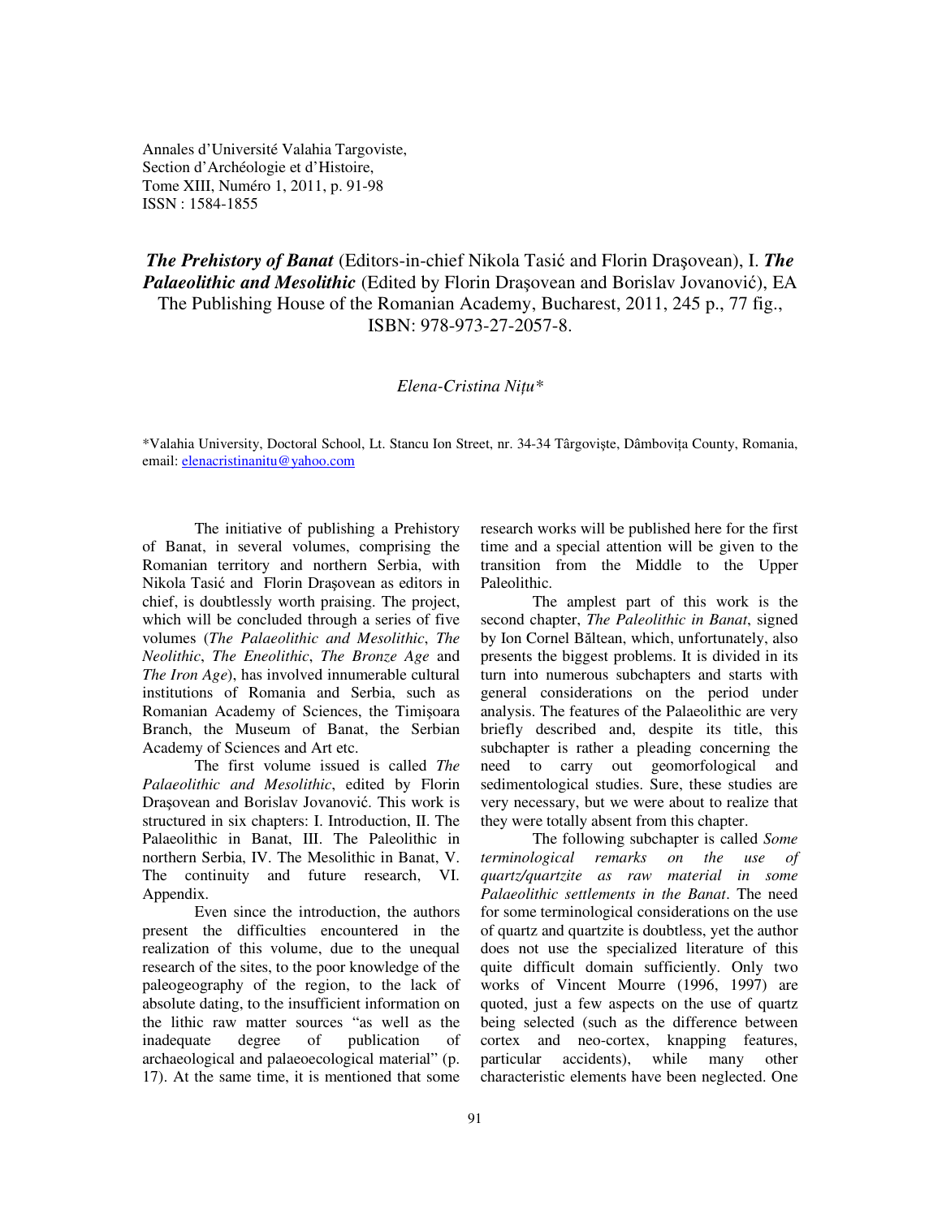Annales d'Université Valahia Targoviste,
Section d'Archéologie et d'Histoire,
Tome XIII, Numéro 1, 2011, p. 91-98
ISSN : 1584-1855

# ***The Prehistory of Banat*** (Editors-in-chief Nikola Tasić and Florin Drașovean), I. ***The Palaeolithic and Mesolithic*** (Edited by Florin Drașovean and Borislav Jovanović), EA The Publishing House of the Romanian Academy, Bucharest, 2011, 245 p., 77 fig., ISBN: 978-973-27-2057-8.

*Elena-Cristina Nițu**

*Valahia University, Doctoral School, Lt. Stancu Ion Street, nr. 34-34 Târgoviște, Dâmbovița County, Romania, email: elenacristinanitu@yahoo.com

The initiative of publishing a Prehistory of Banat, in several volumes, comprising the Romanian territory and northern Serbia, with Nikola Tasić and Florin Drașovean as editors in chief, is doubtlessly worth praising. The project, which will be concluded through a series of five volumes (*The Palaeolithic and Mesolithic*, *The Neolithic*, *The Eneolithic*, *The Bronze Age* and *The Iron Age*), has involved innumerable cultural institutions of Romania and Serbia, such as Romanian Academy of Sciences, the Timișoara Branch, the Museum of Banat, the Serbian Academy of Sciences and Art etc.

The first volume issued is called *The Palaeolithic and Mesolithic*, edited by Florin Drașovean and Borislav Jovanović. This work is structured in six chapters: I. Introduction, II. The Palaeolithic in Banat, III. The Paleolithic in northern Serbia, IV. The Mesolithic in Banat, V. The continuity and future research, VI. Appendix.

Even since the introduction, the authors present the difficulties encountered in the realization of this volume, due to the unequal research of the sites, to the poor knowledge of the paleogeography of the region, to the lack of absolute dating, to the insufficient information on the lithic raw matter sources "as well as the inadequate degree of publication of archaeological and palaeoecological material" (p. 17). At the same time, it is mentioned that some research works will be published here for the first time and a special attention will be given to the transition from the Middle to the Upper Paleolithic.

The amplest part of this work is the second chapter, *The Paleolithic in Banat*, signed by Ion Cornel Băltean, which, unfortunately, also presents the biggest problems. It is divided in its turn into numerous subchapters and starts with general considerations on the period under analysis. The features of the Palaeolithic are very briefly described and, despite its title, this subchapter is rather a pleading concerning the need to carry out geomorfological and sedimentological studies. Sure, these studies are very necessary, but we were about to realize that they were totally absent from this chapter.

The following subchapter is called *Some terminological remarks on the use of quartz/quartzite as raw material in some Palaeolithic settlements in the Banat*. The need for some terminological considerations on the use of quartz and quartzite is doubtless, yet the author does not use the specialized literature of this quite difficult domain sufficiently. Only two works of Vincent Mourre (1996, 1997) are quoted, just a few aspects on the use of quartz being selected (such as the difference between cortex and neo-cortex, knapping features, particular accidents), while many other characteristic elements have been neglected. One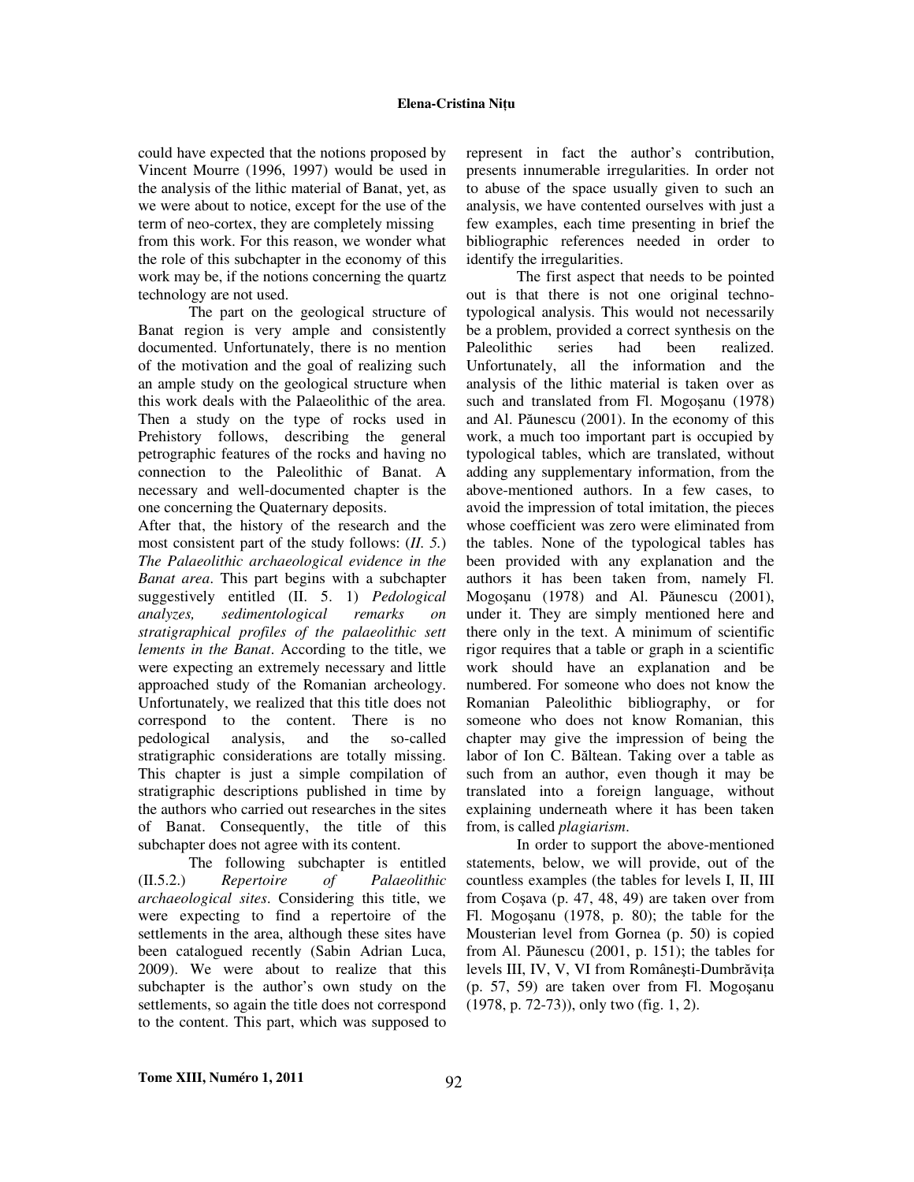could have expected that the notions proposed by Vincent Mourre (1996, 1997) would be used in the analysis of the lithic material of Banat, yet, as we were about to notice, except for the use of the term of neo-cortex, they are completely missing from this work. For this reason, we wonder what the role of this subchapter in the economy of this work may be, if the notions concerning the quartz technology are not used.

The part on the geological structure of Banat region is very ample and consistently documented. Unfortunately, there is no mention of the motivation and the goal of realizing such an ample study on the geological structure when this work deals with the Palaeolithic of the area. Then a study on the type of rocks used in Prehistory follows, describing the general petrographic features of the rocks and having no connection to the Paleolithic of Banat. A necessary and well-documented chapter is the one concerning the Quaternary deposits.

After that, the history of the research and the most consistent part of the study follows: (*II. 5.*) *The Palaeolithic archaeological evidence in the Banat area*. This part begins with a subchapter suggestively entitled (II. 5. 1) *Pedological analyzes, sedimentological remarks on stratigraphical profiles of the palaeolithic sett lements in the Banat*. According to the title, we were expecting an extremely necessary and little approached study of the Romanian archeology. Unfortunately, we realized that this title does not correspond to the content. There is no pedological analysis, and the so-called stratigraphic considerations are totally missing. This chapter is just a simple compilation of stratigraphic descriptions published in time by the authors who carried out researches in the sites of Banat. Consequently, the title of this subchapter does not agree with its content.

The following subchapter is entitled (II.5.2.) *Repertoire of Palaeolithic archaeological sites*. Considering this title, we were expecting to find a repertoire of the settlements in the area, although these sites have been catalogued recently (Sabin Adrian Luca, 2009). We were about to realize that this subchapter is the author's own study on the settlements, so again the title does not correspond to the content. This part, which was supposed to represent in fact the author's contribution, presents innumerable irregularities. In order not to abuse of the space usually given to such an analysis, we have contented ourselves with just a few examples, each time presenting in brief the bibliographic references needed in order to identify the irregularities.

The first aspect that needs to be pointed out is that there is not one original techno-typological analysis. This would not necessarily be a problem, provided a correct synthesis on the Paleolithic series had been realized. Unfortunately, all the information and the analysis of the lithic material is taken over as such and translated from Fl. Mogoşanu (1978) and Al. Păunescu (2001). In the economy of this work, a much too important part is occupied by typological tables, which are translated, without adding any supplementary information, from the above-mentioned authors. In a few cases, to avoid the impression of total imitation, the pieces whose coefficient was zero were eliminated from the tables. None of the typological tables has been provided with any explanation and the authors it has been taken from, namely Fl. Mogoşanu (1978) and Al. Păunescu (2001), under it. They are simply mentioned here and there only in the text. A minimum of scientific rigor requires that a table or graph in a scientific work should have an explanation and be numbered. For someone who does not know the Romanian Paleolithic bibliography, or for someone who does not know Romanian, this chapter may give the impression of being the labor of Ion C. Băltean. Taking over a table as such from an author, even though it may be translated into a foreign language, without explaining underneath where it has been taken from, is called *plagiarism*.

In order to support the above-mentioned statements, below, we will provide, out of the countless examples (the tables for levels I, II, III from Coşava (p. 47, 48, 49) are taken over from Fl. Mogoşanu (1978, p. 80); the table for the Mousterian level from Gornea (p. 50) is copied from Al. Păunescu (2001, p. 151); the tables for levels III, IV, V, VI from Româneşti-Dumbrăviţa (p. 57, 59) are taken over from Fl. Mogoşanu (1978, p. 72-73)), only two (fig. 1, 2).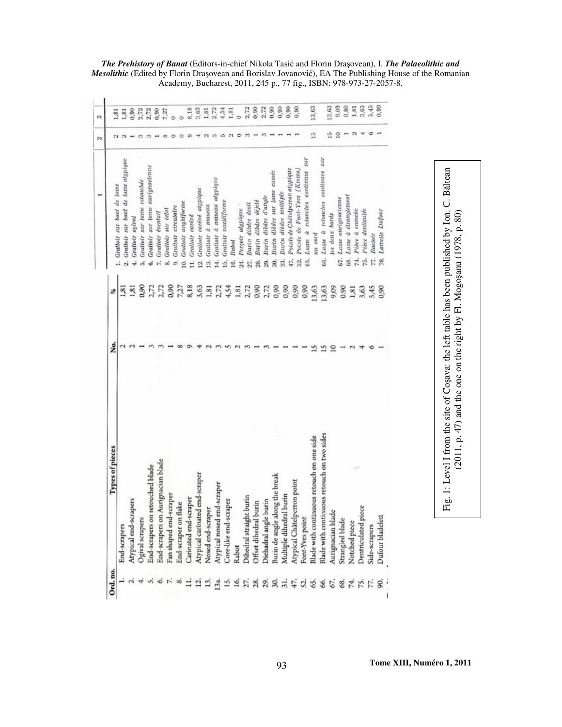| Ord. no. | Types of pieces | No. | % |
|---|---|---|---|
| 1. | End-scrapers | 2 | 1,81 |
| 2. | Atypical end-scrapers | 2 | 1,81 |
| 4. | Ogival scrapers | 1 | 0,90 |
| 5. | End-scrapers on retouched blade | 3 | 2,72 |
| 6. | End-scrapers on Aurignacian blade | 3 | 2,72 |
| 7. | Fan shaped end-scraper | 1 | 0,90 |
| 8. | End-scraper on flake | 8 | 7,27 |
| 11. | Carinated end-scraper | 9 | 8,18 |
| 12. | Atypical carinated end-scraper | 4 | 3,63 |
| 13. | Nosed end-scraper | 2 | 1,81 |
| 13a. | Atypical nosed end-scraper | 3 | 2,72 |
| 15. | Core-like end-scraper | 5 | 4,54 |
| 16. | Rabot | 2 | 1,81 |
| 27. | Dihedral straight burin | 3 | 2,72 |
| 28. | Offset dihedral burin | 1 | 0,90 |
| 29. | Diehadral angle burin | 3 | 2,72 |
| 30. | Burin de angle along the break | 1 | 0,90 |
| 31. | Multiple dihedral burin | 1 | 0,90 |
| 47. | Atypical Châtelperron point | 1 | 0,90 |
| 52. | Font-Yves point | 1 | 0,90 |
| 65. | Blade with continuous retouch on one side | 15 | 13,63 |
| 66. | Blade with continuous retouch on two sides | 15 | 13,63 |
| 67. | Aurignacian blade | 10 | 9,09 |
| 68. | Strangled blade | 1 | 0,90 |
| 74. | Notched piece | 2 | 1,81 |
| 75. | Dentriculated piece | 4 | 3,63 |
| 77. | Side-scrapers | 6 | 5,45 |
| 90. | Dufour bladelett | 1 | 0,90 |

| 1 | 2 | 3 |
|---|---|---|
| 1. Grattoir sur bout de lame | 2 | 1,81 |
| 2. Grattoir sur bout de lame atypique | 2 | 1,81 |
| 4. Grattoir ogival | 1 | 0,90 |
| 5. Grattoir sur lame retouchée | 3 | 2,72 |
| 6. Grattoir sur lame aurignacienne | 3 | 2,72 |
| 7. Grattoir éventail | 1 | 0,90 |
| 8. Grattoir sur éclat | 8 | 7,27 |
| 9. Grattoir circulaire | 0 | 0 |
| 10. Grattoir unghiforme | 0 | 0 |
| 11. Grattoir caréné | 9 | 8,18 |
| 12. Grattoir caréné atypique | 4 | 3,63 |
| 13. Grattoir à museau | 2 | 1,81 |
| 14. Grattoir à museau atypique | 3 | 2,72 |
| 15. Grattoir nucléiforme | 5 | 4,54 |
| 16. Rabot | 2 | 1,81 |
| 24. Perçoir atypique | 0 | 0 |
| 27. Burin dièdre droit | 3 | 2,72 |
| 28. Burin dièdre déjeté | 1 | 0,90 |
| 29. Burin dièdre d'angle | 3 | 2,72 |
| 30. Burin dièdre sur lame cassée | 1 | 0,90 |
| 33. Burin dièdre multiple | 1 | 0,90 |
| 47. Pointe de Châtelperron atypique | 1 | 0,90 |
| 52. Pointe de Font-Yves (Krems) | 1 | 0,90 |
| 65. Lame à retouches continues sur un cord | 15 | 13,63 |
| 66. Lame à retouches continues sur les deux bords | 15 | 13,63 |
| 67. Lame aurignacienne | 10 | 9,09 |
| 68. Lame à étranglement | 1 | 0,80 |
| 74. Pièce à encoche | 2 | 1,81 |
| 75. Pièce denticulée | 4 | 3,63 |
| 77. Racloir | 6 | 5,45 |
| 78. Lamelle Dufour | 1 | 0,90 |

Fig. 1: Level I from the site of Coşava: the left table has been published by Ion. C. Băltean (2011, p. 47) and the one on the right by Fl. Mogoşanu (1978, p. 80)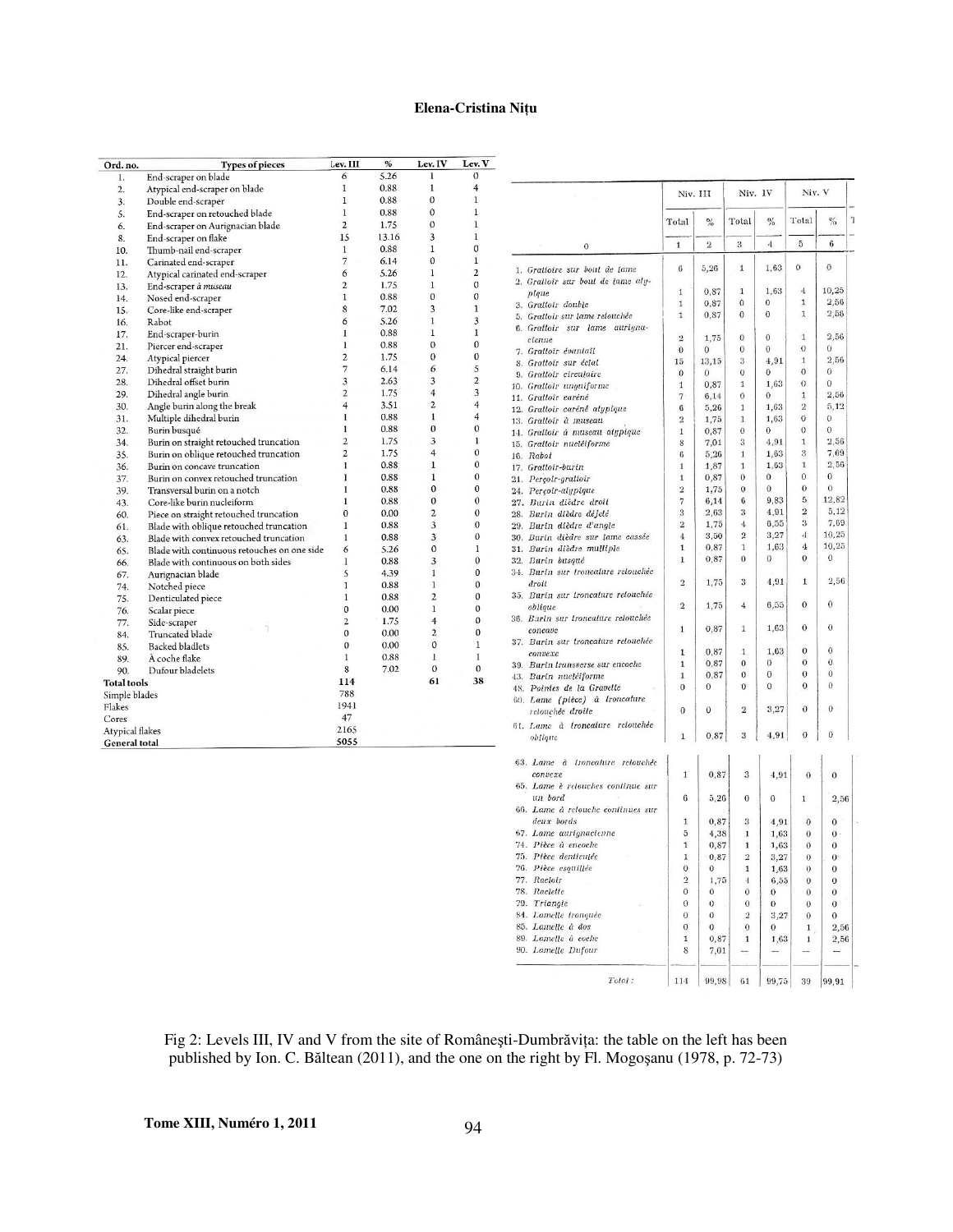| Ord. no. | Types of pieces | Lev. III | % | Lev. IV | Lev. V |
|---|---|---|---|---|---|
| 1. | End-scraper on blade | 6 | 5.26 | 1 | 0 |
| 2. | Atypical end-scraper on blade | 1 | 0.88 | 1 | 4 |
| 3. | Double end-scraper | 1 | 0.88 | 0 | 1 |
| 5. | End-scraper on retouched blade | 1 | 0.88 | 0 | 1 |
| 6. | End-scraper on Aurignacian blade | 2 | 1.75 | 0 | 1 |
| 8. | End-scraper on flake | 15 | 13.16 | 3 | 1 |
| 10. | Thumb-nail end-scraper | 1 | 0.88 | 1 | 0 |
| 11. | Carinated end-scraper | 7 | 6.14 | 0 | 1 |
| 12. | Atypical carinated end-scraper | 6 | 5.26 | 1 | 2 |
| 13. | End-scraper *à museau* | 2 | 1.75 | 1 | 0 |
| 14. | Nosed end-scraper | 1 | 0.88 | 0 | 0 |
| 15. | Core-like end-scraper | 8 | 7.02 | 3 | 1 |
| 16. | Rabot | 6 | 5.26 | 1 | 3 |
| 17. | End-scraper-burin | 1 | 0.88 | 1 | 1 |
| 21. | Piercer end-scraper | 1 | 0.88 | 0 | 0 |
| 24. | Atypical piercer | 2 | 1.75 | 0 | 0 |
| 27. | Dihedral straight burin | 7 | 6.14 | 6 | 5 |
| 28. | Dihedral offset burin | 3 | 2.63 | 3 | 2 |
| 29. | Dihedral angle burin | 2 | 1.75 | 4 | 3 |
| 30. | Angle burin along the break | 4 | 3.51 | 2 | 4 |
| 31. | Multiple dihedral burin | 1 | 0.88 | 1 | 4 |
| 32. | Burin busqué | 1 | 0.88 | 0 | 0 |
| 34. | Burin on straight retouched truncation | 2 | 1.75 | 3 | 1 |
| 35. | Burin on oblique retouched truncation | 2 | 1.75 | 4 | 0 |
| 36. | Burin on concave truncation | 1 | 0.88 | 1 | 0 |
| 37. | Burin on convex retouched truncation | 1 | 0.88 | 1 | 0 |
| 39. | Transversal burin on a notch | 1 | 0.88 | 0 | 0 |
| 43. | Core-like burin nucleiform | 1 | 0.88 | 0 | 0 |
| 60. | Piece on straight retouched truncation | 0 | 0.00 | 2 | 0 |
| 61. | Blade with oblique retouched truncation | 1 | 0.88 | 3 | 0 |
| 63. | Blade with convex retouched truncation | 1 | 0.88 | 3 | 0 |
| 65. | Blade with continuous retouches on one side | 6 | 5.26 | 0 | 1 |
| 66. | Blade with continuous on both sides | 1 | 0.88 | 3 | 0 |
| 67. | Aurignacian blade | 5 | 4.39 | 1 | 0 |
| 74. | Notched piece | 1 | 0.88 | 1 | 0 |
| 75. | Denticulated piece | 1 | 0.88 | 2 | 0 |
| 76. | Scalar piece | 0 | 0.00 | 1 | 0 |
| 77. | Side-scraper | 2 | 1.75 | 4 | 0 |
| 84. | Truncated blade | 0 | 0.00 | 2 | 0 |
| 85. | Backed bladlets | 0 | 0.00 | 0 | 1 |
| 89. | À coche flake | 1 | 0.88 | 1 | 1 |
| 90. | Dufour bladelets | 8 | 7.02 | 0 | 0 |
| **Total tools** | | **114** | | **61** | **38** |
| Simple blades | | 788 | | | |
| Flakes | | 1941 | | | |
| Cores | | 47 | | | |
| Atypical flakes | | 2165 | | | |
| **General total** | | **5055** | | | |

| | Niv. III | | Niv. IV | | Niv. V | |
|---|---|---|---|---|---|---|
| | Total | % | Total | % | Total | % |
| 0 | 1 | 2 | 3 | 4 | 5 | 6 |
| 1. *Grattoire sur bout de lame* | 6 | 5,26 | 1 | 1,63 | 0 | 0 |
| 2. *Grattoir sur bout de lame atypique* | 1 | 0,87 | 1 | 1,63 | 4 | 10,25 |
| 3. *Grattoir double* | 1 | 0,87 | 0 | 0 | 1 | 2,56 |
| 5. *Grattoir sur lame retouchée* | 1 | 0,87 | 0 | 0 | 1 | 2,56 |
| 6. *Grattoir sur lame aurignacienne* | 2 | 1,75 | 0 | 0 | 1 | 2,56 |
| 7. *Grattoir éventail* | 0 | 0 | 0 | 0 | 0 | 0 |
| 8. *Grattoir sur éclat* | 15 | 13,15 | 3 | 4,91 | 1 | 2,56 |
| 9. *Grattoir circulaire* | 0 | 0 | 0 | 0 | 0 | 0 |
| 10. *Grattoir unguiforme* | 1 | 0,87 | 1 | 1,63 | 0 | 0 |
| 11. *Grattoir caréné* | 7 | 6,14 | 0 | 0 | 1 | 2,56 |
| 12. *Grattoir caréné atypique* | 6 | 5,26 | 1 | 1,63 | 2 | 5,12 |
| 13. *Grattoir à museau* | 2 | 1,75 | 1 | 1,63 | 0 | 0 |
| 14. *Grattoir à museau atypique* | 1 | 0,87 | 0 | 0 | 0 | 0 |
| 15. *Grattoir nucléiforme* | 8 | 7,01 | 3 | 4,91 | 1 | 2,56 |
| 16. *Rabot* | 6 | 5,26 | 1 | 1,63 | 3 | 7,69 |
| 17. *Grattoir-burin* | 1 | 1,87 | 1 | 1,63 | 1 | 2,56 |
| 21. *Perçoir-grattoir* | 1 | 0,87 | 0 | 0 | 0 | 0 |
| 24. *Perçoir-atypique* | 2 | 1,75 | 0 | 0 | 0 | 0 |
| 27. *Burin dièdre droit* | 7 | 6,14 | 6 | 9,83 | 5 | 12,82 |
| 28. *Burin dièdre déjeté* | 3 | 2,63 | 3 | 4,91 | 2 | 5,12 |
| 29. *Burin dièdre d'angle* | 2 | 1,75 | 4 | 6,55 | 3 | 7,69 |
| 30. *Burin dièdre sur lame cassée* | 4 | 3,50 | 2 | 3,27 | 4 | 10,25 |
| 31. *Burin dièdre multiple* | 1 | 0,87 | 1 | 1,63 | 4 | 10,25 |
| 32. *Burin busqué* | 1 | 0,87 | 0 | 0 | 0 | 0 |
| 34. *Burin sur troncature retouchée droit* | 2 | 1,75 | 3 | 4,91 | 1 | 2,56 |
| 35. *Burin sur troncature retouchée oblique* | 2 | 1,75 | 4 | 6,55 | 0 | 0 |
| 36. *Burin sur troncature retouchée concave* | 1 | 0,87 | 1 | 1,63 | 0 | 0 |
| 37. *Burin sur troncature retouchée convexe* | 1 | 0,87 | 1 | 1,63 | 0 | 0 |
| 39. *Burin transverse sur encoche* | 1 | 0,87 | 0 | 0 | 0 | 0 |
| 43. *Burin nucléiforme* | 1 | 0,87 | 0 | 0 | 0 | 0 |
| 48. *Pointes de la Gravette* | 0 | 0 | 0 | 0 | 0 | 0 |
| 60. *Lame (pièce) à troncature retouchée droite* | 0 | 0 | 2 | 3,27 | 0 | 0 |
| 61. *Lame à troncature retouchée oblique* | 1 | 0,87 | 3 | 4,91 | 0 | 0 |
| 63. *Lame à troncature retouchée convexe* | 1 | 0,87 | 3 | 4,91 | 0 | 0 |
| 65. *Lame à retouches continue sur un bord* | 6 | 5,26 | 0 | 0 | 1 | 2,56 |
| 66. *Lame à retouche continues sur deux bords* | 1 | 0,87 | 3 | 4,91 | 0 | 0 |
| 67. *Lame aurignacienne* | 5 | 4,38 | 1 | 1,63 | 0 | 0 |
| 74. *Pièce à encoche* | 1 | 0,87 | 1 | 1,63 | 0 | 0 |
| 75. *Pièce denticulée* | 1 | 0,87 | 2 | 3,27 | 0 | 0 |
| 76. *Pièce esquillée* | 0 | 0 | 1 | 1,63 | 0 | 0 |
| 77. *Racloir* | 2 | 1,75 | 4 | 6,55 | 0 | 0 |
| 78. *Raclette* | 0 | 0 | 0 | 0 | 0 | 0 |
| 79. *Triangle* | 0 | 0 | 0 | 0 | 0 | 0 |
| 84. *Lamelle tronquée* | 0 | 0 | 2 | 3,27 | 0 | 0 |
| 85. *Lamelle à dos* | 0 | 0 | 0 | 0 | 1 | 2,56 |
| 89. *Lamelle à coche* | 1 | 0,87 | 1 | 1,63 | 1 | 2,56 |
| 90. *Lamelle Dufour* | 8 | 7,01 | — | — | — | — |
| *Total:* | 114 | 99,98 | 61 | 99,75 | 39 | 99,91 |

Fig 2: Levels III, IV and V from the site of Româneşti-Dumbrăviţa: the table on the left has been published by Ion. C. Băltean (2011), and the one on the right by Fl. Mogoşanu (1978, p. 72-73)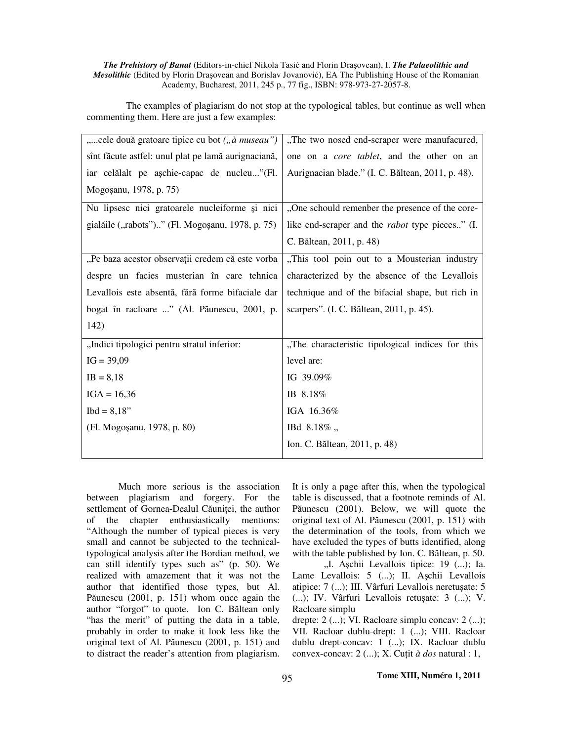*The Prehistory of Banat* (Editors-in-chief Nikola Tasić and Florin Draşovean), I. ***The Palaeolithic and Mesolithic*** (Edited by Florin Draşovean and Borislav Jovanović), EA The Publishing House of the Romanian Academy, Bucharest, 2011, 245 p., 77 fig., ISBN: 978-973-27-2057-8.

The examples of plagiarism do not stop at the typological tables, but continue as well when commenting them. Here are just a few examples:

| | |
|---|---|
| „...cele două gratoare tipice cu bot *(„à museau”)* sînt făcute astfel: unul plat pe lamă aurignaciană, iar celălalt pe aşchie-capac de nucleu...”(Fl. Mogoşanu, 1978, p. 75) | „The two nosed end-scraper were manufacured, one on a *core tablet*, and the other on an Aurignacian blade.” (I. C. Băltean, 2011, p. 48). |
| Nu lipsesc nici gratoarele nucleiforme şi nici gialăile („rabots”)..” (Fl. Mogoşanu, 1978, p. 75) | „One schould remenber the presence of the core-like end-scraper and the *rabot* type pieces..” (I. C. Băltean, 2011, p. 48) |
| „Pe baza acestor observaţii credem că este vorba despre un facies musterian în care tehnica Levallois este absentă, fără forme bifaciale dar bogat în racloare ...” (Al. Păunescu, 2001, p. 142) | „This tool poin out to a Mousterian industry characterized by the absence of the Levallois technique and of the bifacial shape, but rich in scarpers”. (I. C. Băltean, 2011, p. 45). |
| „Indici tipologici pentru stratul inferior:<br>IG = 39,09<br>IB = 8,18<br>IGA = 16,36<br>Ibd = 8,18”<br>(Fl. Mogoşanu, 1978, p. 80) | „The characteristic tipological indices for this level are:<br>IG 39.09%<br>IB 8.18%<br>IGA 16.36%<br>IBd 8.18% „<br>Ion. C. Băltean, 2011, p. 48) |

Much more serious is the association between plagiarism and forgery. For the settlement of Gornea-Dealul Căuniţei, the author of the chapter enthusiastically mentions: “Although the number of typical pieces is very small and cannot be subjected to the technical-typological analysis after the Bordian method, we can still identify types such as” (p. 50). We realized with amazement that it was not the author that identified those types, but Al. Păunescu (2001, p. 151) whom once again the author “forgot” to quote. Ion C. Băltean only “has the merit” of putting the data in a table, probably in order to make it look less like the original text of Al. Păunescu (2001, p. 151) and to distract the reader’s attention from plagiarism. It is only a page after this, when the typological table is discussed, that a footnote reminds of Al. Păunescu (2001). Below, we will quote the original text of Al. Păunescu (2001, p. 151) with the determination of the tools, from which we have excluded the types of butts identified, along with the table published by Ion. C. Băltean, p. 50.

„I. Aşchii Levallois tipice: 19 (...); Ia. Lame Levallois: 5 (...); II. Aşchii Levallois atipice: 7 (...); III. Vârfuri Levallois neretuşate: 5 (...); IV. Vârfuri Levallois retuşate: 3 (...); V. Racloare simplu drepte: 2 (...); VI. Racloare simplu concav: 2 (...); VII. Racloar dublu-drept: 1 (...); VIII. Racloar dublu drept-concav: 1 (...); IX. Racloar dublu convex-concav: 2 (...); X. Cuţit *à dos* natural : 1,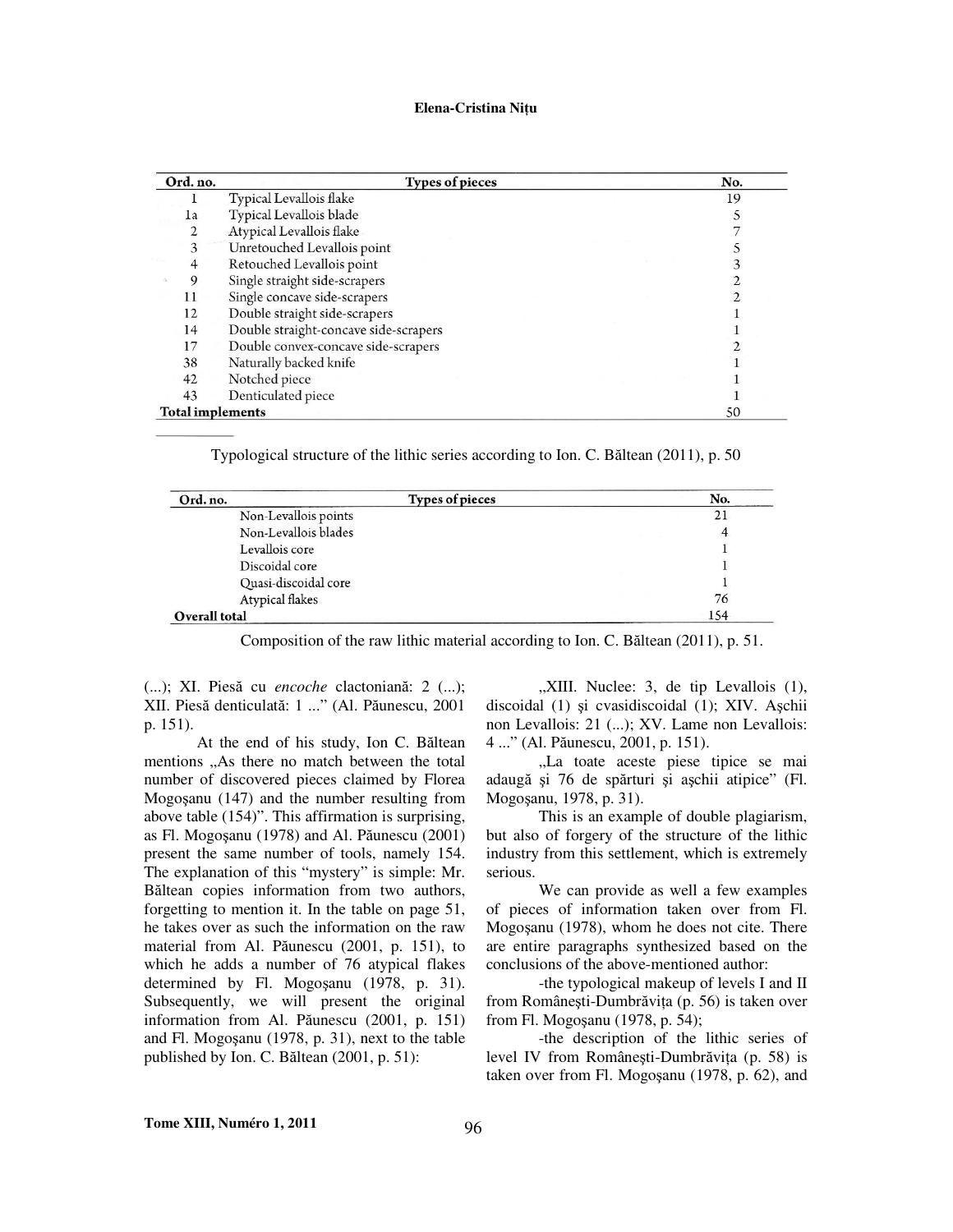| Ord. no. | Types of pieces | No. |
|---|---|---|
| 1 | Typical Levallois flake | 19 |
| 1a | Typical Levallois blade | 5 |
| 2 | Atypical Levallois flake | 7 |
| 3 | Unretouched Levallois point | 5 |
| 4 | Retouched Levallois point | 3 |
| 9 | Single straight side-scrapers | 2 |
| 11 | Single concave side-scrapers | 2 |
| 12 | Double straight side-scrapers | 1 |
| 14 | Double straight-concave side-scrapers | 1 |
| 17 | Double convex-concave side-scrapers | 2 |
| 38 | Naturally backed knife | 1 |
| 42 | Notched piece | 1 |
| 43 | Denticulated piece | 1 |
| **Total implements** | | 50 |

Typological structure of the lithic series according to Ion. C. Băltean (2011), p. 50

| Ord. no. | Types of pieces | No. |
|---|---|---|
| | Non-Levallois points | 21 |
| | Non-Levallois blades | 4 |
| | Levallois core | 1 |
| | Discoidal core | 1 |
| | Quasi-discoidal core | 1 |
| | Atypical flakes | 76 |
| **Overall total** | | 154 |

Composition of the raw lithic material according to Ion. C. Băltean (2011), p. 51.

(...); XI. Piesă cu *encoche* clactoniană: 2 (...); XII. Piesă denticulată: 1 ..." (Al. Păunescu, 2001 p. 151).

At the end of his study, Ion C. Băltean mentions „As there no match between the total number of discovered pieces claimed by Florea Mogoşanu (147) and the number resulting from above table (154)". This affirmation is surprising, as Fl. Mogoşanu (1978) and Al. Păunescu (2001) present the same number of tools, namely 154. The explanation of this "mystery" is simple: Mr. Băltean copies information from two authors, forgetting to mention it. In the table on page 51, he takes over as such the information on the raw material from Al. Păunescu (2001, p. 151), to which he adds a number of 76 atypical flakes determined by Fl. Mogoşanu (1978, p. 31). Subsequently, we will present the original information from Al. Păunescu (2001, p. 151) and Fl. Mogoşanu (1978, p. 31), next to the table published by Ion. C. Băltean (2001, p. 51):

„XIII. Nuclee: 3, de tip Levallois (1), discoidal (1) şi cvasidiscoidal (1); XIV. Aşchii non Levallois: 21 (...); XV. Lame non Levallois: 4 ..." (Al. Păunescu, 2001, p. 151).

„La toate aceste piese tipice se mai adaugă şi 76 de spărturi şi aşchii atipice" (Fl. Mogoşanu, 1978, p. 31).

This is an example of double plagiarism, but also of forgery of the structure of the lithic industry from this settlement, which is extremely serious.

We can provide as well a few examples of pieces of information taken over from Fl. Mogoşanu (1978), whom he does not cite. There are entire paragraphs synthesized based on the conclusions of the above-mentioned author:

-the typological makeup of levels I and II from Româneşti-Dumbrăviţa (p. 56) is taken over from Fl. Mogoşanu (1978, p. 54);

-the description of the lithic series of level IV from Româneşti-Dumbrăviţa (p. 58) is taken over from Fl. Mogoşanu (1978, p. 62), and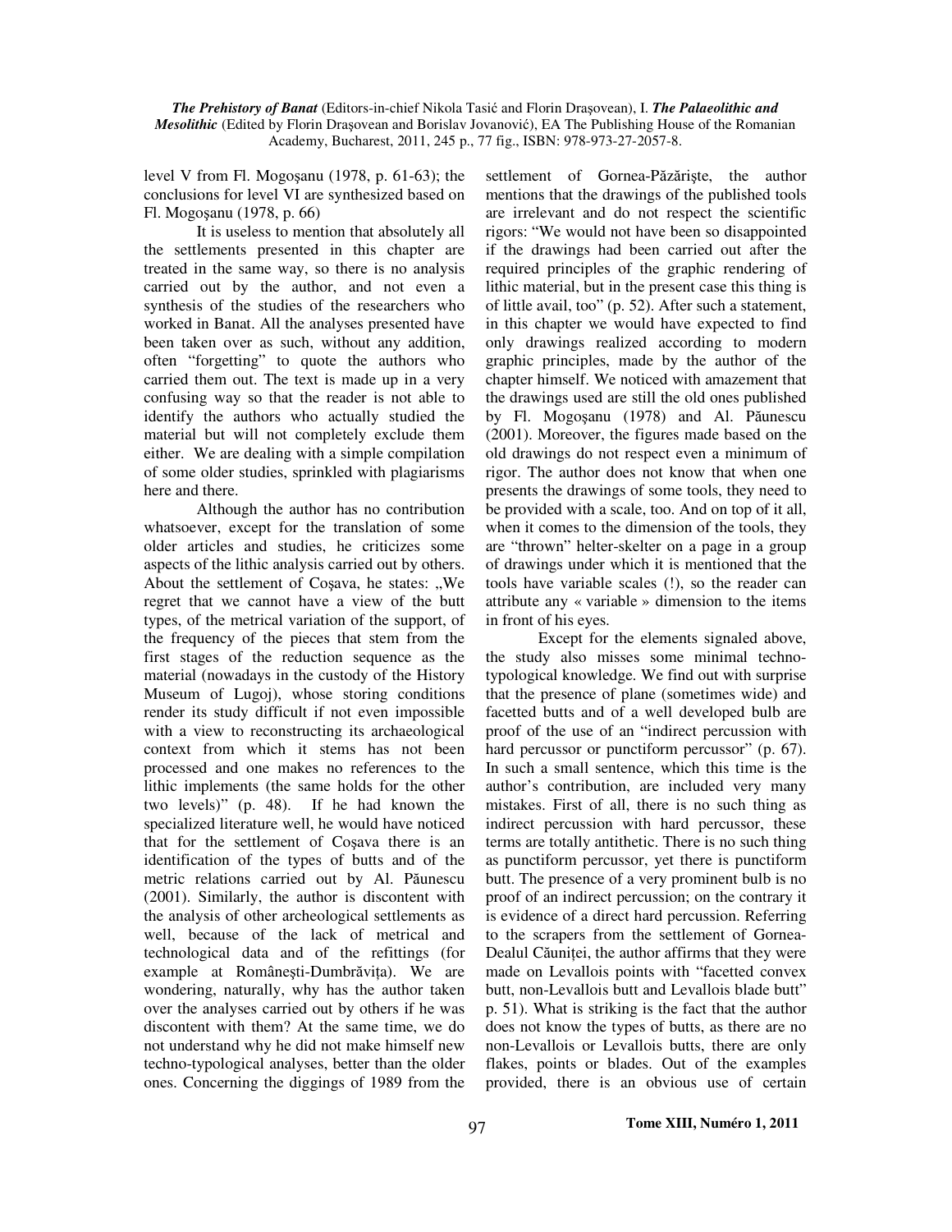level V from Fl. Mogoşanu (1978, p. 61-63); the conclusions for level VI are synthesized based on Fl. Mogoşanu (1978, p. 66)

It is useless to mention that absolutely all the settlements presented in this chapter are treated in the same way, so there is no analysis carried out by the author, and not even a synthesis of the studies of the researchers who worked in Banat. All the analyses presented have been taken over as such, without any addition, often "forgetting" to quote the authors who carried them out. The text is made up in a very confusing way so that the reader is not able to identify the authors who actually studied the material but will not completely exclude them either. We are dealing with a simple compilation of some older studies, sprinkled with plagiarisms here and there.

Although the author has no contribution whatsoever, except for the translation of some older articles and studies, he criticizes some aspects of the lithic analysis carried out by others. About the settlement of Coşava, he states: „We regret that we cannot have a view of the butt types, of the metrical variation of the support, of the frequency of the pieces that stem from the first stages of the reduction sequence as the material (nowadays in the custody of the History Museum of Lugoj), whose storing conditions render its study difficult if not even impossible with a view to reconstructing its archaeological context from which it stems has not been processed and one makes no references to the lithic implements (the same holds for the other two levels)" (p. 48). If he had known the specialized literature well, he would have noticed that for the settlement of Coşava there is an identification of the types of butts and of the metric relations carried out by Al. Păunescu (2001). Similarly, the author is discontent with the analysis of other archeological settlements as well, because of the lack of metrical and technological data and of the refittings (for example at Româneşti-Dumbrăviţa). We are wondering, naturally, why has the author taken over the analyses carried out by others if he was discontent with them? At the same time, we do not understand why he did not make himself new techno-typological analyses, better than the older ones. Concerning the diggings of 1989 from the settlement of Gornea-Păzărişte, the author mentions that the drawings of the published tools are irrelevant and do not respect the scientific rigors: "We would not have been so disappointed if the drawings had been carried out after the required principles of the graphic rendering of lithic material, but in the present case this thing is of little avail, too" (p. 52). After such a statement, in this chapter we would have expected to find only drawings realized according to modern graphic principles, made by the author of the chapter himself. We noticed with amazement that the drawings used are still the old ones published by Fl. Mogoşanu (1978) and Al. Păunescu (2001). Moreover, the figures made based on the old drawings do not respect even a minimum of rigor. The author does not know that when one presents the drawings of some tools, they need to be provided with a scale, too. And on top of it all, when it comes to the dimension of the tools, they are "thrown" helter-skelter on a page in a group of drawings under which it is mentioned that the tools have variable scales (!), so the reader can attribute any « variable » dimension to the items in front of his eyes.

Except for the elements signaled above, the study also misses some minimal techno-typological knowledge. We find out with surprise that the presence of plane (sometimes wide) and facetted butts and of a well developed bulb are proof of the use of an "indirect percussion with hard percussor or punctiform percussor" (p. 67). In such a small sentence, which this time is the author's contribution, are included very many mistakes. First of all, there is no such thing as indirect percussion with hard percussor, these terms are totally antithetic. There is no such thing as punctiform percussor, yet there is punctiform butt. The presence of a very prominent bulb is no proof of an indirect percussion; on the contrary it is evidence of a direct hard percussion. Referring to the scrapers from the settlement of Gornea-Dealul Căuniţei, the author affirms that they were made on Levallois points with "facetted convex butt, non-Levallois butt and Levallois blade butt" p. 51). What is striking is the fact that the author does not know the types of butts, as there are no non-Levallois or Levallois butts, there are only flakes, points or blades. Out of the examples provided, there is an obvious use of certain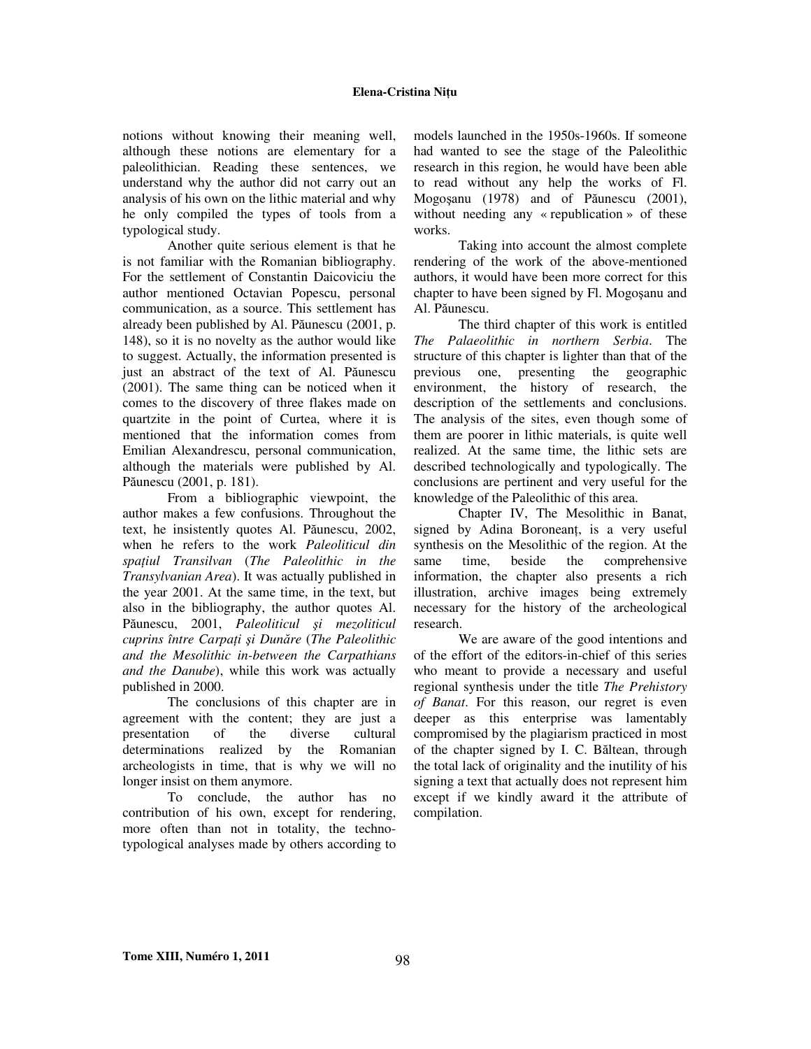notions without knowing their meaning well, although these notions are elementary for a paleolithician. Reading these sentences, we understand why the author did not carry out an analysis of his own on the lithic material and why he only compiled the types of tools from a typological study.

Another quite serious element is that he is not familiar with the Romanian bibliography. For the settlement of Constantin Daicoviciu the author mentioned Octavian Popescu, personal communication, as a source. This settlement has already been published by Al. Păunescu (2001, p. 148), so it is no novelty as the author would like to suggest. Actually, the information presented is just an abstract of the text of Al. Păunescu (2001). The same thing can be noticed when it comes to the discovery of three flakes made on quartzite in the point of Curtea, where it is mentioned that the information comes from Emilian Alexandrescu, personal communication, although the materials were published by Al. Păunescu (2001, p. 181).

From a bibliographic viewpoint, the author makes a few confusions. Throughout the text, he insistently quotes Al. Păunescu, 2002, when he refers to the work *Paleoliticul din spațiul Transilvan* (*The Paleolithic in the Transylvanian Area*). It was actually published in the year 2001. At the same time, in the text, but also in the bibliography, the author quotes Al. Păunescu, 2001, *Paleoliticul şi mezoliticul cuprins între Carpați şi Dunăre* (*The Paleolithic and the Mesolithic in-between the Carpathians and the Danube*), while this work was actually published in 2000.

The conclusions of this chapter are in agreement with the content; they are just a presentation of the diverse cultural determinations realized by the Romanian archeologists in time, that is why we will no longer insist on them anymore.

To conclude, the author has no contribution of his own, except for rendering, more often than not in totality, the techno-typological analyses made by others according to models launched in the 1950s-1960s. If someone had wanted to see the stage of the Paleolithic research in this region, he would have been able to read without any help the works of Fl. Mogoşanu (1978) and of Păunescu (2001), without needing any « republication » of these works.

Taking into account the almost complete rendering of the work of the above-mentioned authors, it would have been more correct for this chapter to have been signed by Fl. Mogoşanu and Al. Păunescu.

The third chapter of this work is entitled *The Palaeolithic in northern Serbia*. The structure of this chapter is lighter than that of the previous one, presenting the geographic environment, the history of research, the description of the settlements and conclusions. The analysis of the sites, even though some of them are poorer in lithic materials, is quite well realized. At the same time, the lithic sets are described technologically and typologically. The conclusions are pertinent and very useful for the knowledge of the Paleolithic of this area.

Chapter IV, The Mesolithic in Banat, signed by Adina Boroneanț, is a very useful synthesis on the Mesolithic of the region. At the same time, beside the comprehensive information, the chapter also presents a rich illustration, archive images being extremely necessary for the history of the archeological research.

We are aware of the good intentions and of the effort of the editors-in-chief of this series who meant to provide a necessary and useful regional synthesis under the title *The Prehistory of Banat*. For this reason, our regret is even deeper as this enterprise was lamentably compromised by the plagiarism practiced in most of the chapter signed by I. C. Băltean, through the total lack of originality and the inutility of his signing a text that actually does not represent him except if we kindly award it the attribute of compilation.